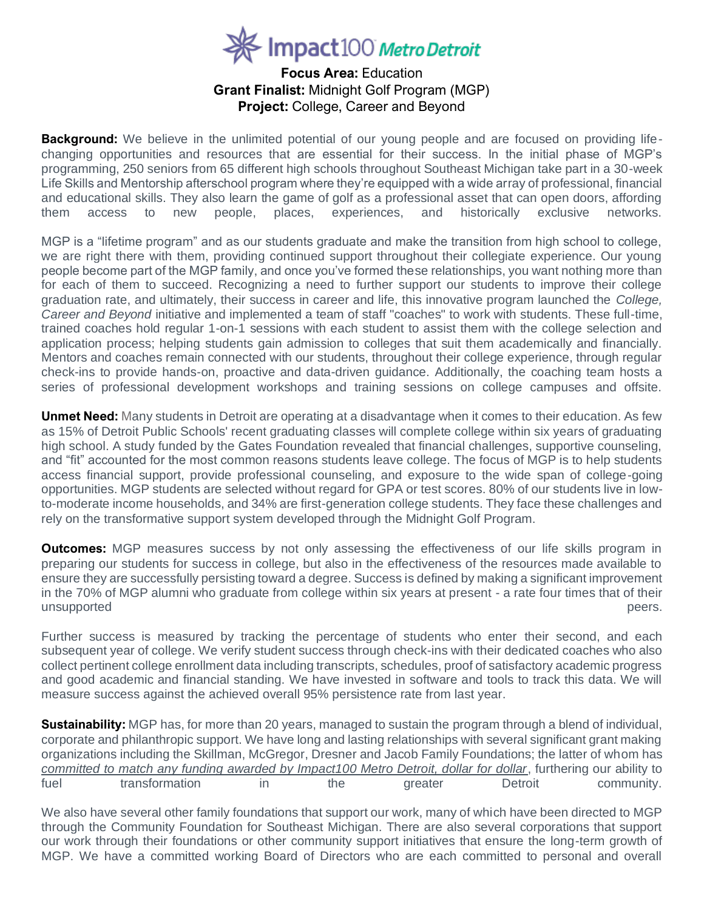Impact100 Metro Detroit

**Focus Area:** Education
**Grant Finalist:** Midnight Golf Program (MGP)
**Project:** College, Career and Beyond

**Background:** We believe in the unlimited potential of our young people and are focused on providing life-changing opportunities and resources that are essential for their success. In the initial phase of MGP's programming, 250 seniors from 65 different high schools throughout Southeast Michigan take part in a 30-week Life Skills and Mentorship afterschool program where they're equipped with a wide array of professional, financial and educational skills. They also learn the game of golf as a professional asset that can open doors, affording them access to new people, places, experiences, and historically exclusive networks.

MGP is a "lifetime program" and as our students graduate and make the transition from high school to college, we are right there with them, providing continued support throughout their collegiate experience. Our young people become part of the MGP family, and once you've formed these relationships, you want nothing more than for each of them to succeed. Recognizing a need to further support our students to improve their college graduation rate, and ultimately, their success in career and life, this innovative program launched the *College, Career and Beyond* initiative and implemented a team of staff "coaches" to work with students. These full-time, trained coaches hold regular 1-on-1 sessions with each student to assist them with the college selection and application process; helping students gain admission to colleges that suit them academically and financially. Mentors and coaches remain connected with our students, throughout their college experience, through regular check-ins to provide hands-on, proactive and data-driven guidance. Additionally, the coaching team hosts a series of professional development workshops and training sessions on college campuses and offsite.

**Unmet Need:** Many students in Detroit are operating at a disadvantage when it comes to their education. As few as 15% of Detroit Public Schools' recent graduating classes will complete college within six years of graduating high school. A study funded by the Gates Foundation revealed that financial challenges, supportive counseling, and "fit" accounted for the most common reasons students leave college. The focus of MGP is to help students access financial support, provide professional counseling, and exposure to the wide span of college-going opportunities. MGP students are selected without regard for GPA or test scores. 80% of our students live in low-to-moderate income households, and 34% are first-generation college students. They face these challenges and rely on the transformative support system developed through the Midnight Golf Program.

**Outcomes:** MGP measures success by not only assessing the effectiveness of our life skills program in preparing our students for success in college, but also in the effectiveness of the resources made available to ensure they are successfully persisting toward a degree. Success is defined by making a significant improvement in the 70% of MGP alumni who graduate from college within six years at present - a rate four times that of their unsupported peers.

Further success is measured by tracking the percentage of students who enter their second, and each subsequent year of college. We verify student success through check-ins with their dedicated coaches who also collect pertinent college enrollment data including transcripts, schedules, proof of satisfactory academic progress and good academic and financial standing. We have invested in software and tools to track this data. We will measure success against the achieved overall 95% persistence rate from last year.

**Sustainability:** MGP has, for more than 20 years, managed to sustain the program through a blend of individual, corporate and philanthropic support. We have long and lasting relationships with several significant grant making organizations including the Skillman, McGregor, Dresner and Jacob Family Foundations; the latter of whom has *committed to match any funding awarded by Impact100 Metro Detroit, dollar for dollar*, furthering our ability to fuel transformation in the greater Detroit community.

We also have several other family foundations that support our work, many of which have been directed to MGP through the Community Foundation for Southeast Michigan. There are also several corporations that support our work through their foundations or other community support initiatives that ensure the long-term growth of MGP. We have a committed working Board of Directors who are each committed to personal and overall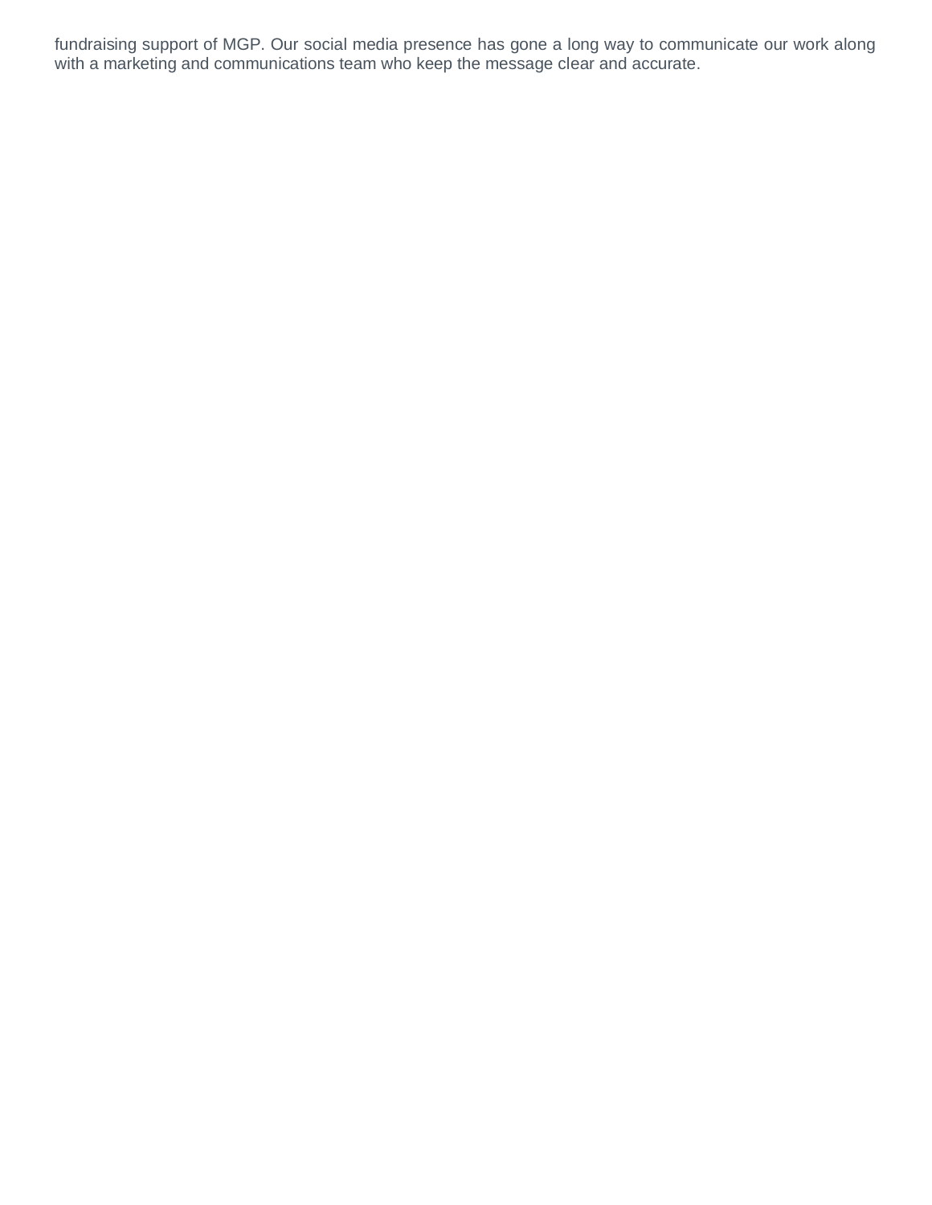fundraising support of MGP. Our social media presence has gone a long way to communicate our work along with a marketing and communications team who keep the message clear and accurate.